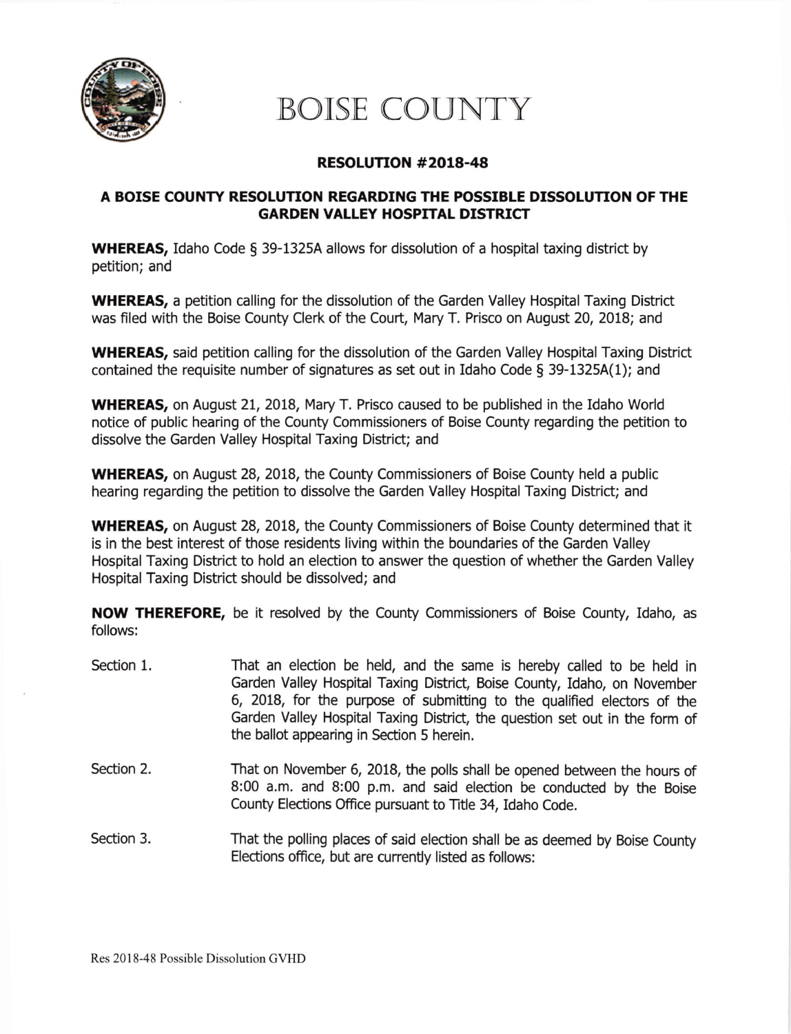# BOISE COUNTY

## RESOLUTION #2018-48

### A BOISE COUNTY RESOLUTION REGARDING THE POSSIBLE DISSOLUTION OF THE GARDEN VALLEY HOSPITAL DISTRICT

**WHEREAS,** Idaho Code § 39-1325A allows for dissolution of a hospital taxing district by petition; and

**WHEREAS,** a petition calling for the dissolution of the Garden Valley Hospital Taxing District was filed with the Boise County Clerk of the Court, Mary T. Prisco on August 20, 2018; and

**WHEREAS,** said petition calling for the dissolution of the Garden Valley Hospital Taxing District contained the requisite number of signatures as set out in Idaho Code § 39-1325A(1); and

**WHEREAS,** on August 21, 2018, Mary T. Prisco caused to be published in the Idaho World notice of public hearing of the County Commissioners of Boise County regarding the petition to dissolve the Garden Valley Hospital Taxing District; and

**WHEREAS,** on August 28, 2018, the County Commissioners of Boise County held a public hearing regarding the petition to dissolve the Garden Valley Hospital Taxing District; and

**WHEREAS,** on August 28, 2018, the County Commissioners of Boise County determined that it is in the best interest of those residents living within the boundaries of the Garden Valley Hospital Taxing District to hold an election to answer the question of whether the Garden Valley Hospital Taxing District should be dissolved; and

**NOW THEREFORE,** be it resolved by the County Commissioners of Boise County, Idaho, as follows:

Section 1. That an election be held, and the same is hereby called to be held in Garden Valley Hospital Taxing District, Boise County, Idaho, on November 6, 2018, for the purpose of submitting to the qualified electors of the Garden Valley Hospital Taxing District, the question set out in the form of the ballot appearing in Section 5 herein.

Section 2. That on November 6, 2018, the polls shall be opened between the hours of 8:00 a.m. and 8:00 p.m. and said election be conducted by the Boise County Elections Office pursuant to Title 34, Idaho Code.

Section 3. That the polling places of said election shall be as deemed by Boise County Elections office, but are currently listed as follows: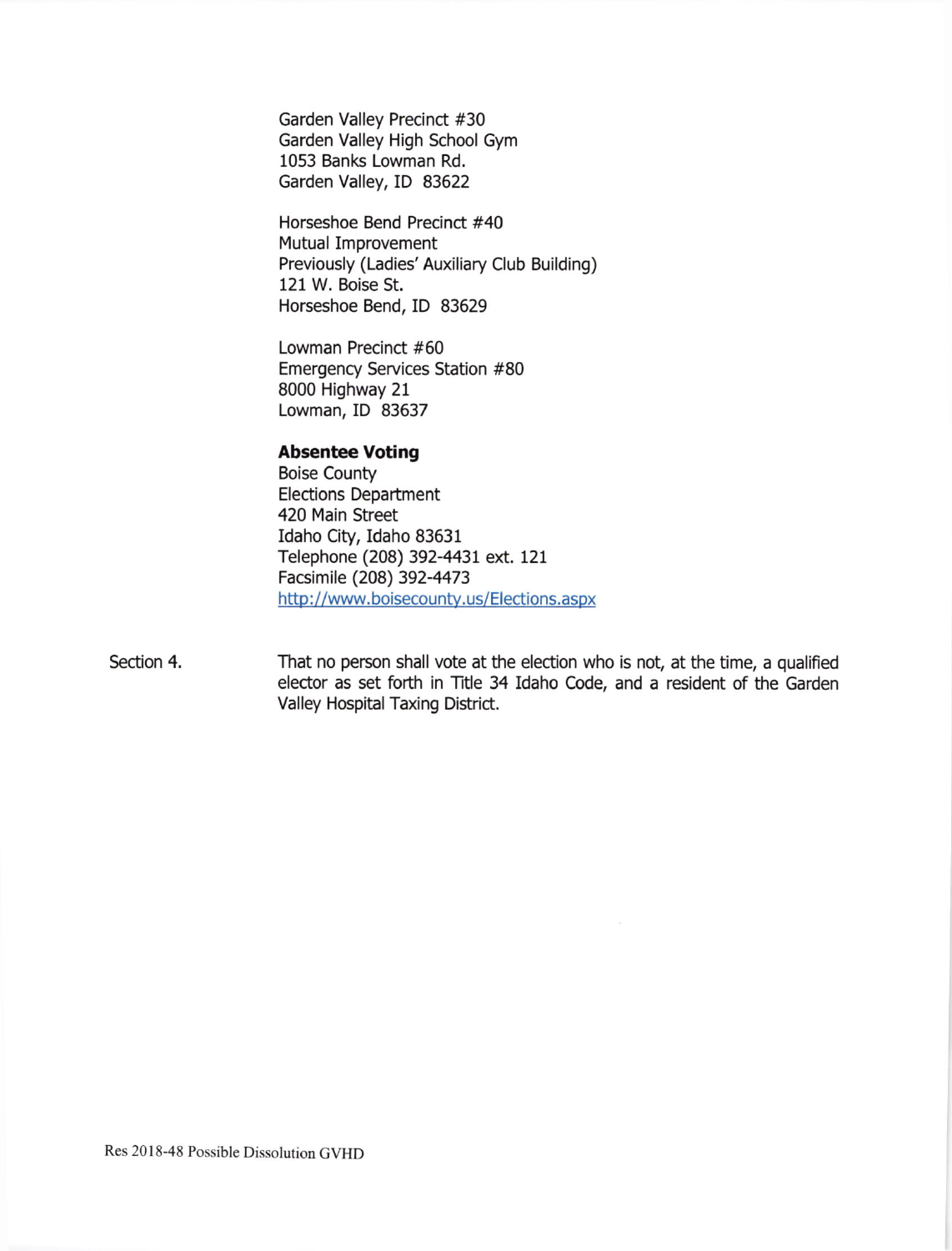Garden Valley Precinct #30
Garden Valley High School Gym
1053 Banks Lowman Rd.
Garden Valley, ID 83622

Horseshoe Bend Precinct #40
Mutual Improvement
Previously (Ladies' Auxiliary Club Building)
121 W. Boise St.
Horseshoe Bend, ID 83629

Lowman Precinct #60
Emergency Services Station #80
8000 Highway 21
Lowman, ID 83637

**Absentee Voting**
Boise County
Elections Department
420 Main Street
Idaho City, Idaho 83631
Telephone (208) 392-4431 ext. 121
Facsimile (208) 392-4473
http://www.boisecounty.us/Elections.aspx

Section 4. That no person shall vote at the election who is not, at the time, a qualified elector as set forth in Title 34 Idaho Code, and a resident of the Garden Valley Hospital Taxing District.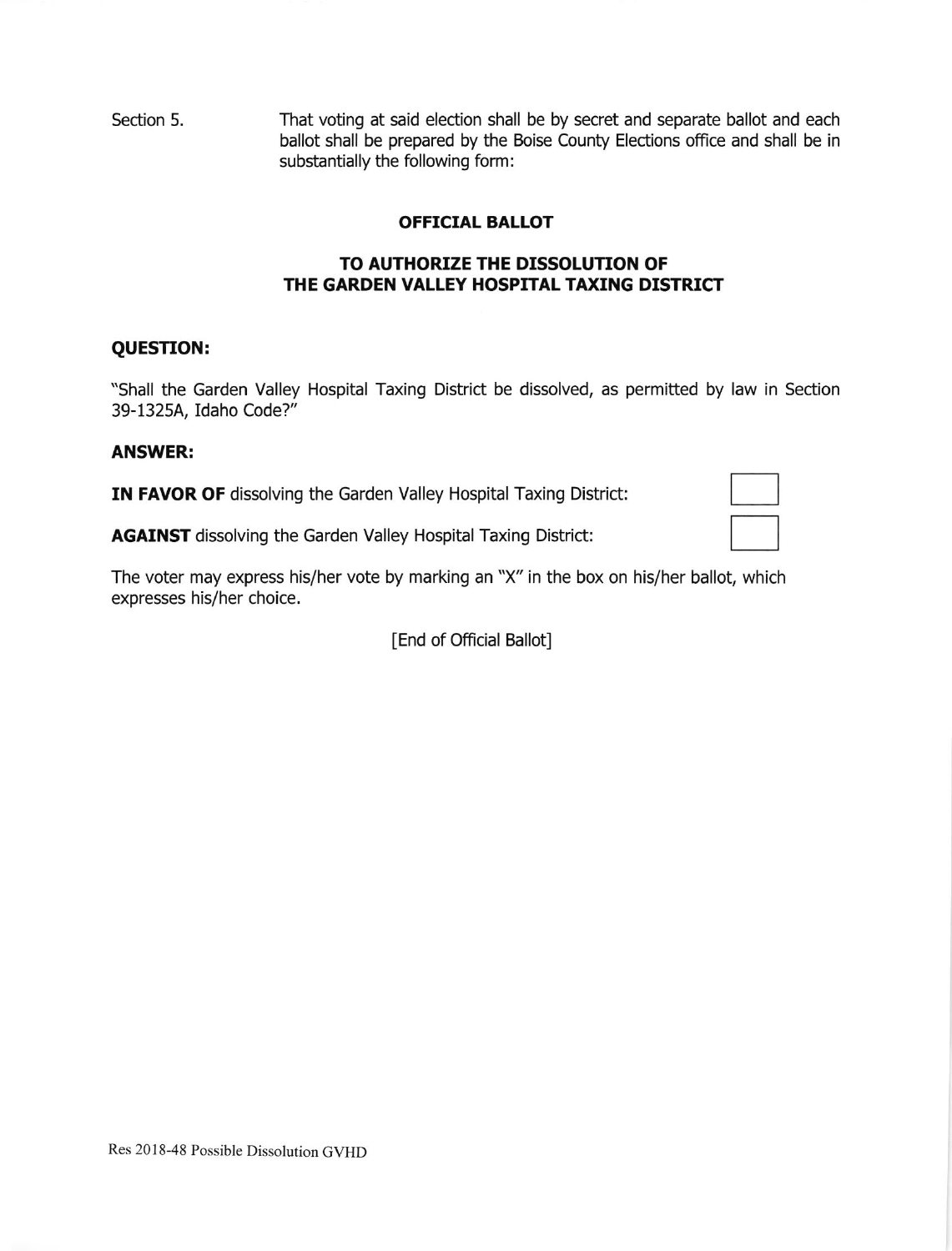Section 5. That voting at said election shall be by secret and separate ballot and each ballot shall be prepared by the Boise County Elections office and shall be in substantially the following form:

**OFFICIAL BALLOT**

**TO AUTHORIZE THE DISSOLUTION OF THE GARDEN VALLEY HOSPITAL TAXING DISTRICT**

**QUESTION:**

"Shall the Garden Valley Hospital Taxing District be dissolved, as permitted by law in Section 39-1325A, Idaho Code?"

**ANSWER:**

**IN FAVOR OF** dissolving the Garden Valley Hospital Taxing District: ☐

**AGAINST** dissolving the Garden Valley Hospital Taxing District: ☐

The voter may express his/her vote by marking an "X" in the box on his/her ballot, which expresses his/her choice.

[End of Official Ballot]

Res 2018-48 Possible Dissolution GVHD